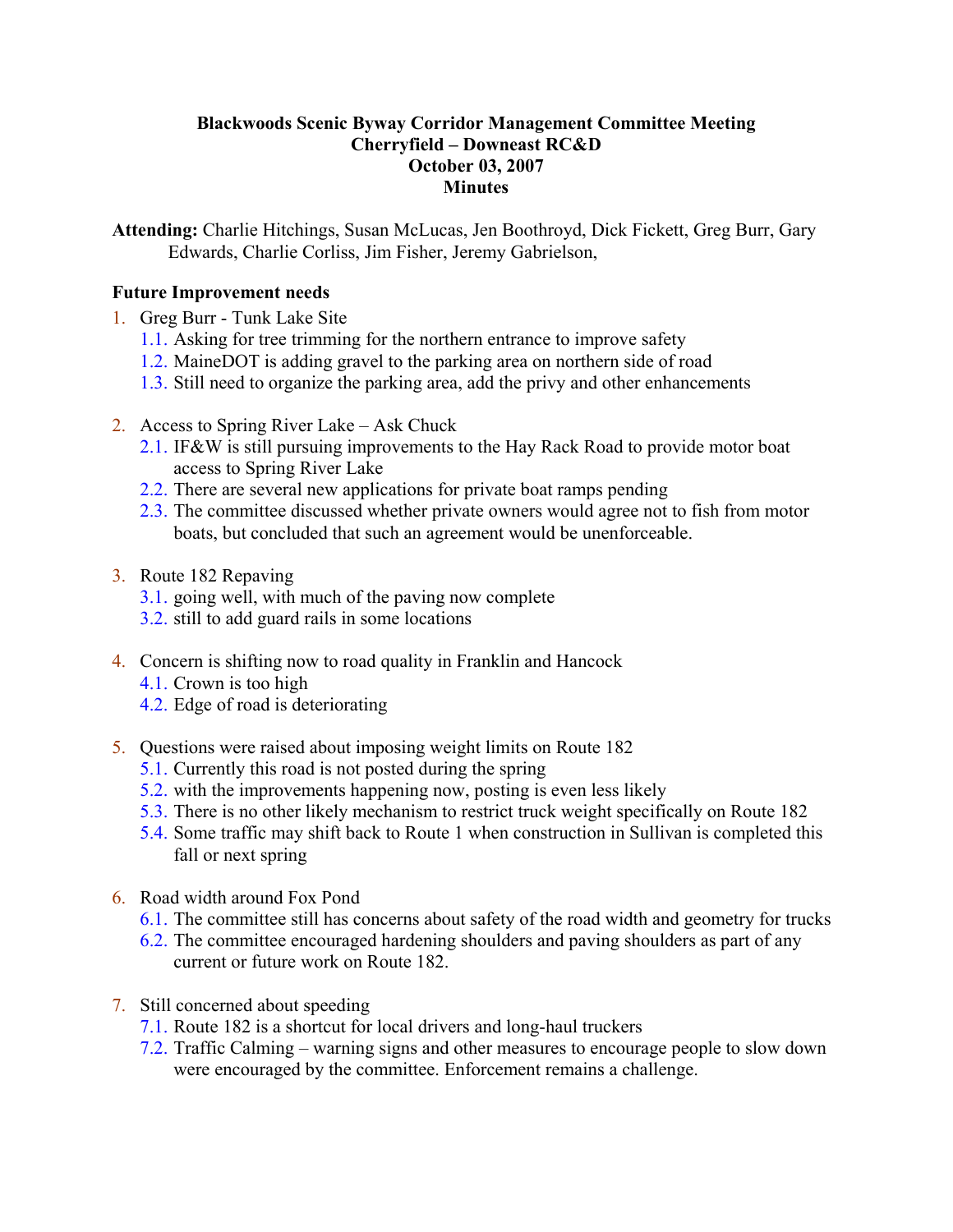**Blackwoods Scenic Byway Corridor Management Committee Meeting**
**Cherryfield – Downeast RC&D**
**October 03, 2007**
**Minutes**

**Attending:** Charlie Hitchings, Susan McLucas, Jen Boothroyd, Dick Fickett, Greg Burr, Gary Edwards, Charlie Corliss, Jim Fisher, Jeremy Gabrielson,

**Future Improvement needs**

1. Greg Burr - Tunk Lake Site
   1.1. Asking for tree trimming for the northern entrance to improve safety
   1.2. MaineDOT is adding gravel to the parking area on northern side of road
   1.3. Still need to organize the parking area, add the privy and other enhancements

2. Access to Spring River Lake – Ask Chuck
   2.1. IF&W is still pursuing improvements to the Hay Rack Road to provide motor boat access to Spring River Lake
   2.2. There are several new applications for private boat ramps pending
   2.3. The committee discussed whether private owners would agree not to fish from motor boats, but concluded that such an agreement would be unenforceable.

3. Route 182 Repaving
   3.1. going well, with much of the paving now complete
   3.2. still to add guard rails in some locations

4. Concern is shifting now to road quality in Franklin and Hancock
   4.1. Crown is too high
   4.2. Edge of road is deteriorating

5. Questions were raised about imposing weight limits on Route 182
   5.1. Currently this road is not posted during the spring
   5.2. with the improvements happening now, posting is even less likely
   5.3. There is no other likely mechanism to restrict truck weight specifically on Route 182
   5.4. Some traffic may shift back to Route 1 when construction in Sullivan is completed this fall or next spring

6. Road width around Fox Pond
   6.1. The committee still has concerns about safety of the road width and geometry for trucks
   6.2. The committee encouraged hardening shoulders and paving shoulders as part of any current or future work on Route 182.

7. Still concerned about speeding
   7.1. Route 182 is a shortcut for local drivers and long-haul truckers
   7.2. Traffic Calming – warning signs and other measures to encourage people to slow down were encouraged by the committee. Enforcement remains a challenge.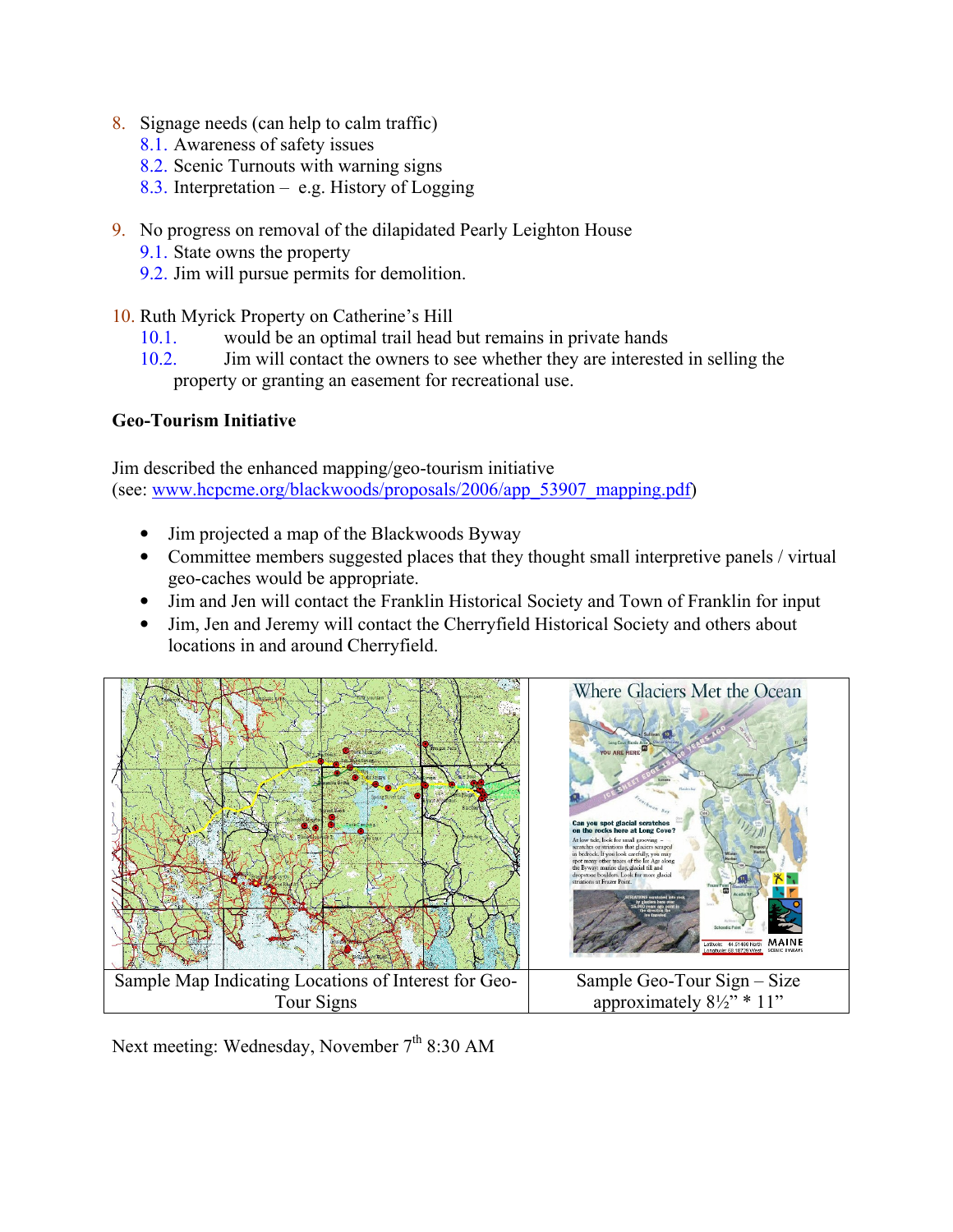8. Signage needs (can help to calm traffic)
   8.1. Awareness of safety issues
   8.2. Scenic Turnouts with warning signs
   8.3. Interpretation – e.g. History of Logging

9. No progress on removal of the dilapidated Pearly Leighton House
   9.1. State owns the property
   9.2. Jim will pursue permits for demolition.

10. Ruth Myrick Property on Catherine's Hill
    10.1. would be an optimal trail head but remains in private hands
    10.2. Jim will contact the owners to see whether they are interested in selling the property or granting an easement for recreational use.

**Geo-Tourism Initiative**

Jim described the enhanced mapping/geo-tourism initiative (see: www.hcpcme.org/blackwoods/proposals/2006/app_53907_mapping.pdf)

- Jim projected a map of the Blackwoods Byway
- Committee members suggested places that they thought small interpretive panels / virtual geo-caches would be appropriate.
- Jim and Jen will contact the Franklin Historical Society and Town of Franklin for input
- Jim, Jen and Jeremy will contact the Cherryfield Historical Society and others about locations in and around Cherryfield.

| Sample Map Indicating Locations of Interest for Geo-Tour Signs | Sample Geo-Tour Sign – Size approximately 8½" * 11" |
|---|---|

Next meeting: Wednesday, November 7th 8:30 AM